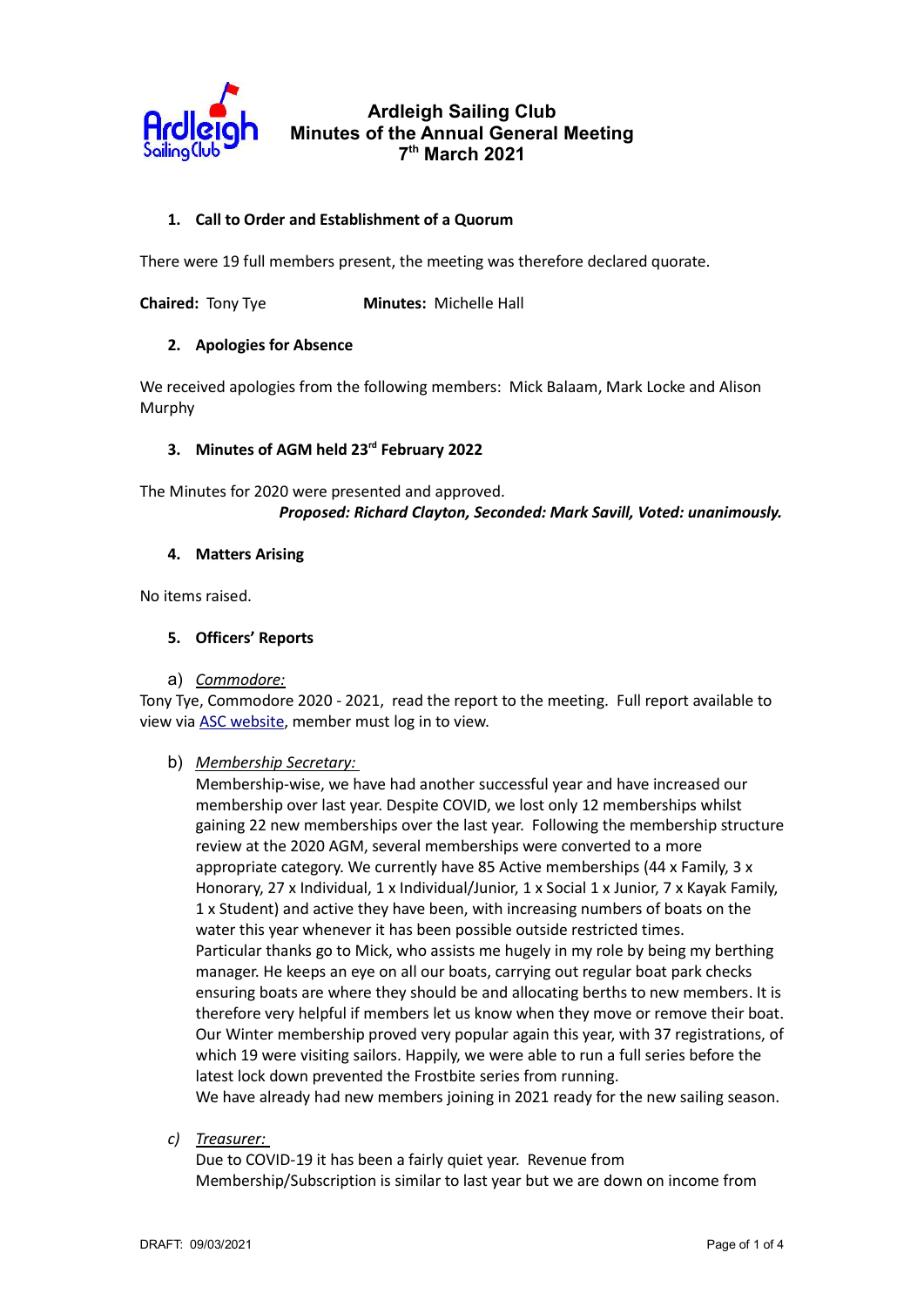# Ardleigh Sailing Club
## Minutes of the Annual General Meeting
## 7th March 2021

### 1. Call to Order and Establishment of a Quorum

There were 19 full members present, the meeting was therefore declared quorate.

**Chaired:** Tony Tye **Minutes:** Michelle Hall

### 2. Apologies for Absence

We received apologies from the following members: Mick Balaam, Mark Locke and Alison Murphy

### 3. Minutes of AGM held 23rd February 2022

The Minutes for 2020 were presented and approved.

***Proposed: Richard Clayton, Seconded: Mark Savill, Voted: unanimously.***

### 4. Matters Arising

No items raised.

### 5. Officers' Reports

a) *Commodore:*

Tony Tye, Commodore 2020 - 2021, read the report to the meeting. Full report available to view via ASC website, member must log in to view.

b) *Membership Secretary:*

Membership-wise, we have had another successful year and have increased our membership over last year. Despite COVID, we lost only 12 memberships whilst gaining 22 new memberships over the last year. Following the membership structure review at the 2020 AGM, several memberships were converted to a more appropriate category. We currently have 85 Active memberships (44 x Family, 3 x Honorary, 27 x Individual, 1 x Individual/Junior, 1 x Social 1 x Junior, 7 x Kayak Family, 1 x Student) and active they have been, with increasing numbers of boats on the water this year whenever it has been possible outside restricted times.
Particular thanks go to Mick, who assists me hugely in my role by being my berthing manager. He keeps an eye on all our boats, carrying out regular boat park checks ensuring boats are where they should be and allocating berths to new members. It is therefore very helpful if members let us know when they move or remove their boat.
Our Winter membership proved very popular again this year, with 37 registrations, of which 19 were visiting sailors. Happily, we were able to run a full series before the latest lock down prevented the Frostbite series from running.
We have already had new members joining in 2021 ready for the new sailing season.

c) *Treasurer:*

Due to COVID-19 it has been a fairly quiet year. Revenue from Membership/Subscription is similar to last year but we are down on income from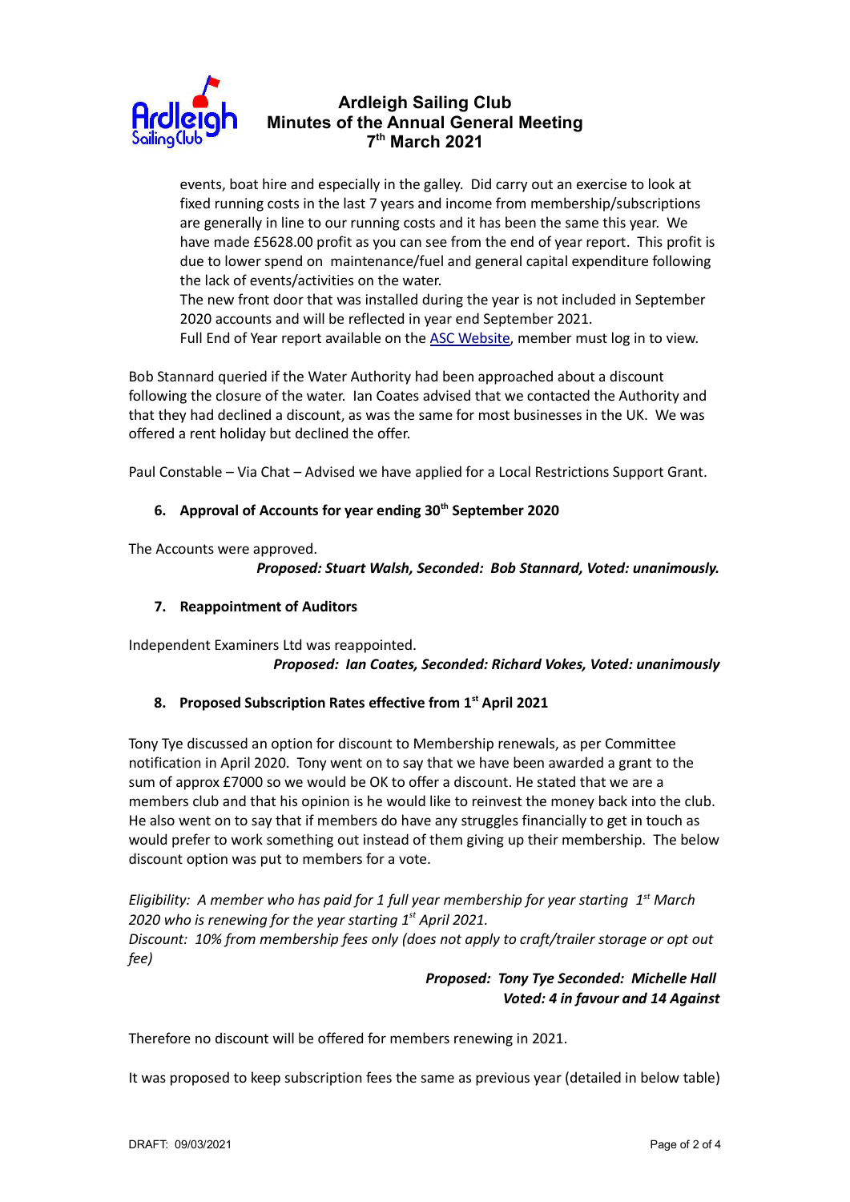events, boat hire and especially in the galley. Did carry out an exercise to look at fixed running costs in the last 7 years and income from membership/subscriptions are generally in line to our running costs and it has been the same this year. We have made £5628.00 profit as you can see from the end of year report. This profit is due to lower spend on maintenance/fuel and general capital expenditure following the lack of events/activities on the water.

The new front door that was installed during the year is not included in September 2020 accounts and will be reflected in year end September 2021.

Full End of Year report available on the ASC Website, member must log in to view.

Bob Stannard queried if the Water Authority had been approached about a discount following the closure of the water. Ian Coates advised that we contacted the Authority and that they had declined a discount, as was the same for most businesses in the UK. We was offered a rent holiday but declined the offer.

Paul Constable – Via Chat – Advised we have applied for a Local Restrictions Support Grant.

**6. Approval of Accounts for year ending 30th September 2020**

The Accounts were approved.

***Proposed: Stuart Walsh, Seconded: Bob Stannard, Voted: unanimously.***

**7. Reappointment of Auditors**

Independent Examiners Ltd was reappointed.

***Proposed: Ian Coates, Seconded: Richard Vokes, Voted: unanimously***

**8. Proposed Subscription Rates effective from 1st April 2021**

Tony Tye discussed an option for discount to Membership renewals, as per Committee notification in April 2020. Tony went on to say that we have been awarded a grant to the sum of approx £7000 so we would be OK to offer a discount. He stated that we are a members club and that his opinion is he would like to reinvest the money back into the club. He also went on to say that if members do have any struggles financially to get in touch as would prefer to work something out instead of them giving up their membership. The below discount option was put to members for a vote.

*Eligibility: A member who has paid for 1 full year membership for year starting 1st March 2020 who is renewing for the year starting 1st April 2021.*
*Discount: 10% from membership fees only (does not apply to craft/trailer storage or opt out fee)*

***Proposed: Tony Tye Seconded: Michelle Hall***
***Voted: 4 in favour and 14 Against***

Therefore no discount will be offered for members renewing in 2021.

It was proposed to keep subscription fees the same as previous year (detailed in below table)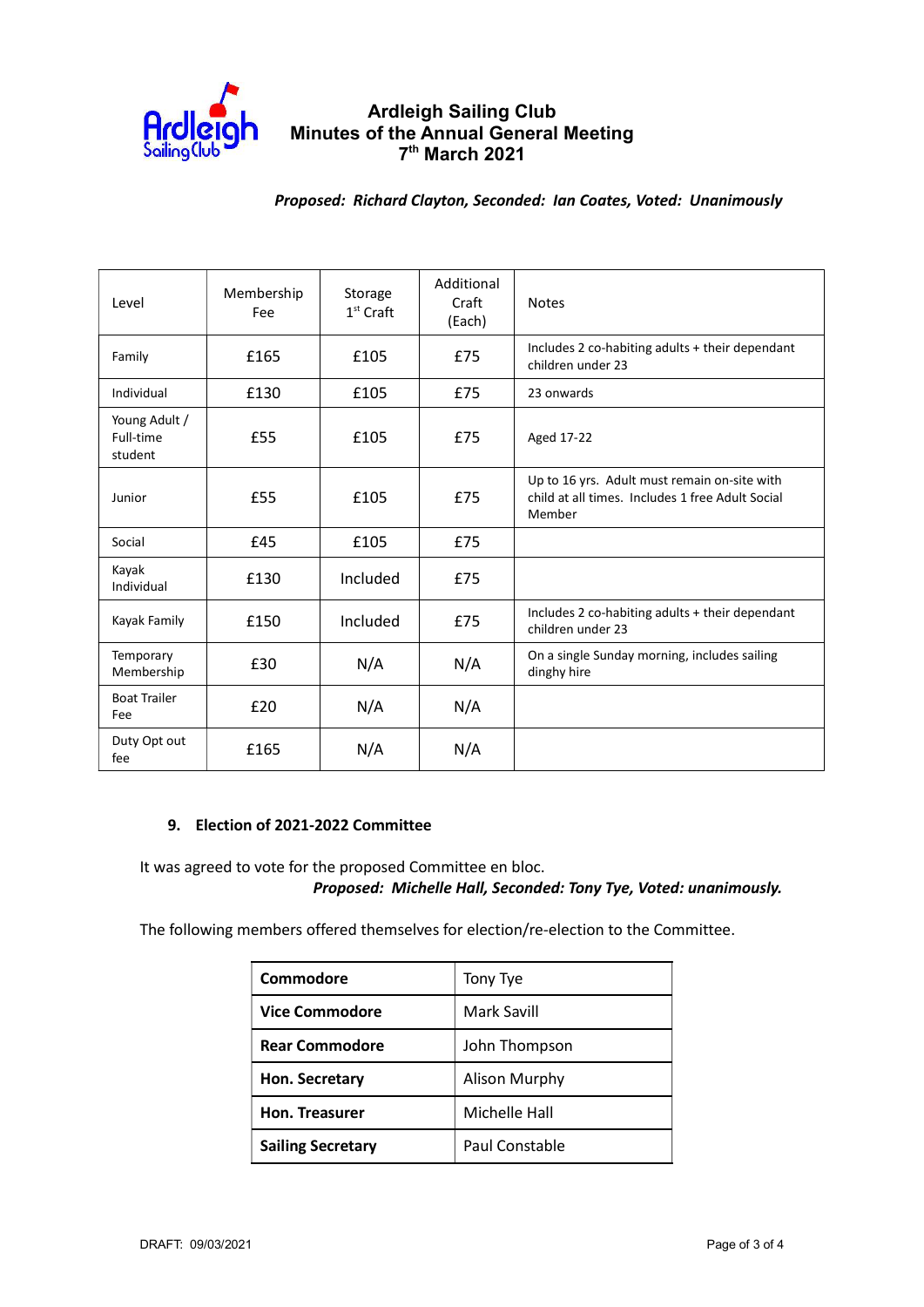**Ardleigh Sailing Club**
**Minutes of the Annual General Meeting**
**7th March 2021**

***Proposed: Richard Clayton, Seconded: Ian Coates, Voted: Unanimously***

| Level | Membership Fee | Storage 1st Craft | Additional Craft (Each) | Notes |
|---|---|---|---|---|
| Family | £165 | £105 | £75 | Includes 2 co-habiting adults + their dependant children under 23 |
| Individual | £130 | £105 | £75 | 23 onwards |
| Young Adult / Full-time student | £55 | £105 | £75 | Aged 17-22 |
| Junior | £55 | £105 | £75 | Up to 16 yrs. Adult must remain on-site with child at all times. Includes 1 free Adult Social Member |
| Social | £45 | £105 | £75 | |
| Kayak Individual | £130 | Included | £75 | |
| Kayak Family | £150 | Included | £75 | Includes 2 co-habiting adults + their dependant children under 23 |
| Temporary Membership | £30 | N/A | N/A | On a single Sunday morning, includes sailing dinghy hire |
| Boat Trailer Fee | £20 | N/A | N/A | |
| Duty Opt out fee | £165 | N/A | N/A | |

## 9. Election of 2021-2022 Committee

It was agreed to vote for the proposed Committee en bloc.

***Proposed: Michelle Hall, Seconded: Tony Tye, Voted: unanimously.***

The following members offered themselves for election/re-election to the Committee.

| | |
|---|---|
| **Commodore** | Tony Tye |
| **Vice Commodore** | Mark Savill |
| **Rear Commodore** | John Thompson |
| **Hon. Secretary** | Alison Murphy |
| **Hon. Treasurer** | Michelle Hall |
| **Sailing Secretary** | Paul Constable |

DRAFT: 09/03/2021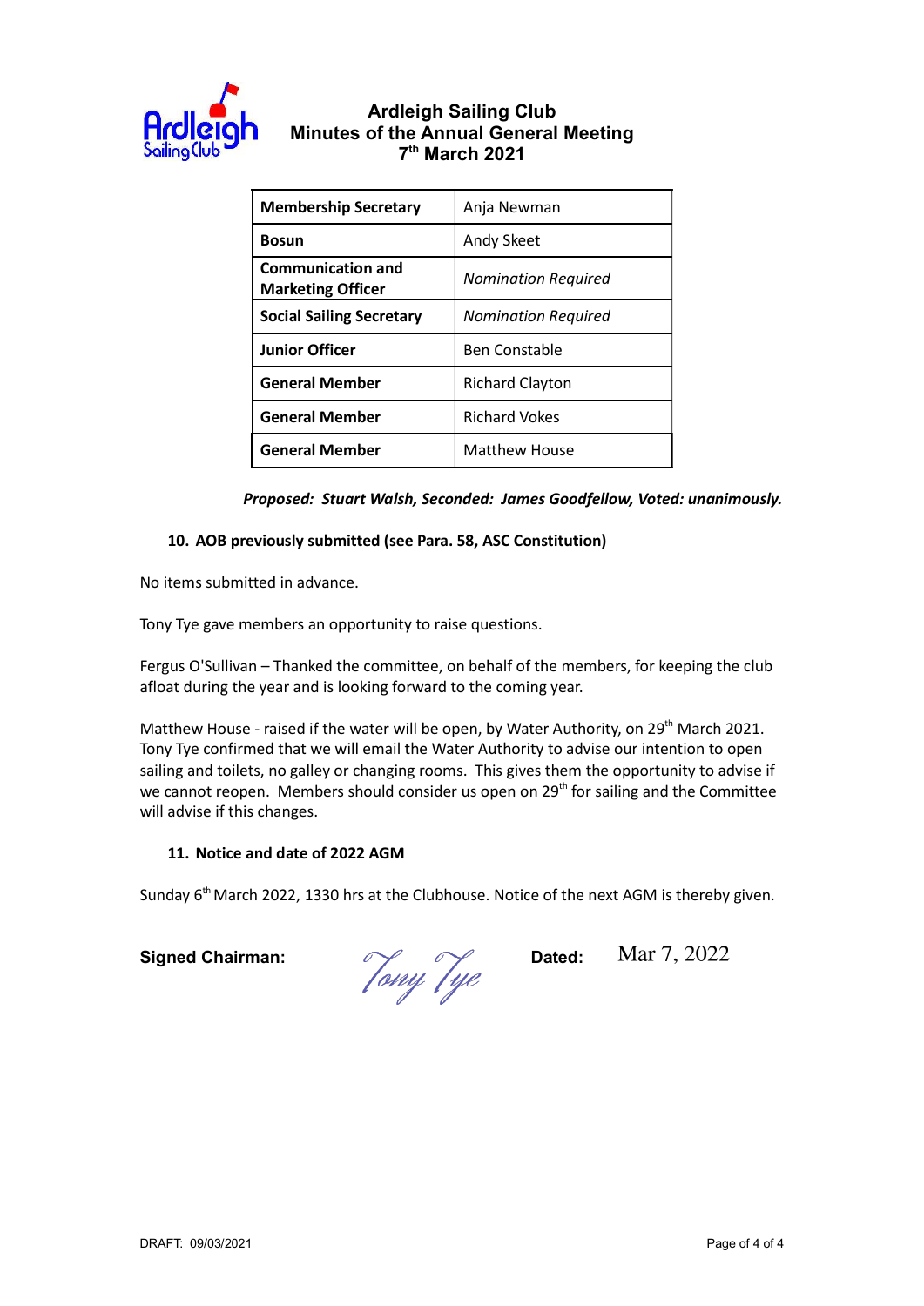# Ardleigh Sailing Club
## Minutes of the Annual General Meeting
## 7th March 2021

| | |
|---|---|
| **Membership Secretary** | Anja Newman |
| **Bosun** | Andy Skeet |
| **Communication and Marketing Officer** | *Nomination Required* |
| **Social Sailing Secretary** | *Nomination Required* |
| **Junior Officer** | Ben Constable |
| **General Member** | Richard Clayton |
| **General Member** | Richard Vokes |
| **General Member** | Matthew House |

***Proposed: Stuart Walsh, Seconded: James Goodfellow, Voted: unanimously.***

### 10. AOB previously submitted (see Para. 58, ASC Constitution)

No items submitted in advance.

Tony Tye gave members an opportunity to raise questions.

Fergus O'Sullivan – Thanked the committee, on behalf of the members, for keeping the club afloat during the year and is looking forward to the coming year.

Matthew House - raised if the water will be open, by Water Authority, on 29th March 2021. Tony Tye confirmed that we will email the Water Authority to advise our intention to open sailing and toilets, no galley or changing rooms. This gives them the opportunity to advise if we cannot reopen. Members should consider us open on 29th for sailing and the Committee will advise if this changes.

### 11. Notice and date of 2022 AGM

Sunday 6th March 2022, 1330 hrs at the Clubhouse. Notice of the next AGM is thereby given.

**Signed Chairman:** Tony Tye **Dated:** Mar 7, 2022

DRAFT: 09/03/2021